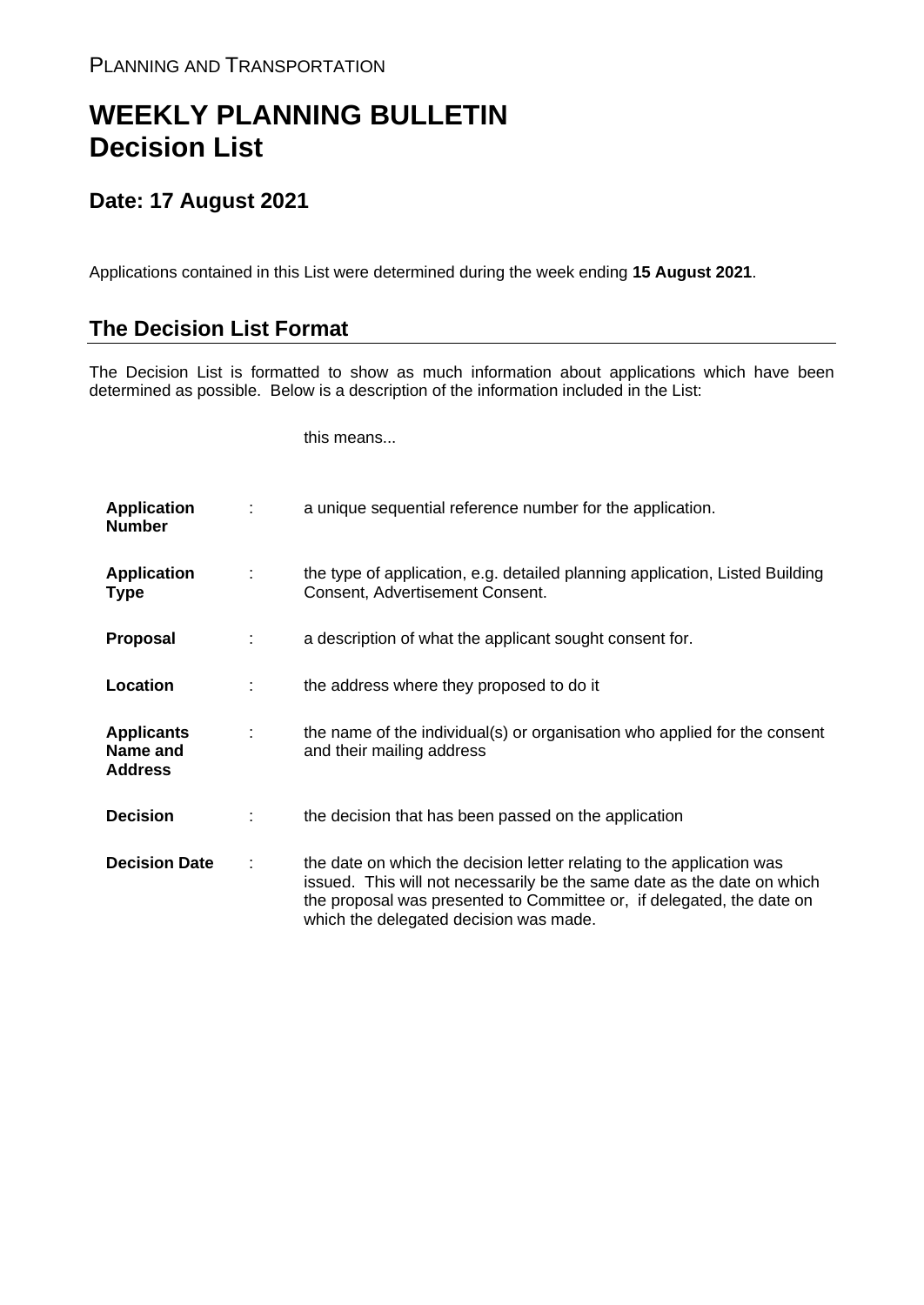PLANNING AND TRANSPORTATION

# WEEKLY PLANNING BULLETIN
# Decision List

## Date: 17 August 2021

Applications contained in this List were determined during the week ending **15 August 2021**.

## The Decision List Format

The Decision List is formatted to show as much information about applications which have been determined as possible. Below is a description of the information included in the List:

| | | this means... |
|---|---|---|
| **Application Number** | : | a unique sequential reference number for the application. |
| **Application Type** | : | the type of application, e.g. detailed planning application, Listed Building Consent, Advertisement Consent. |
| **Proposal** | : | a description of what the applicant sought consent for. |
| **Location** | : | the address where they proposed to do it |
| **Applicants Name and Address** | : | the name of the individual(s) or organisation who applied for the consent and their mailing address |
| **Decision** | : | the decision that has been passed on the application |
| **Decision Date** | : | the date on which the decision letter relating to the application was issued. This will not necessarily be the same date as the date on which the proposal was presented to Committee or, if delegated, the date on which the delegated decision was made. |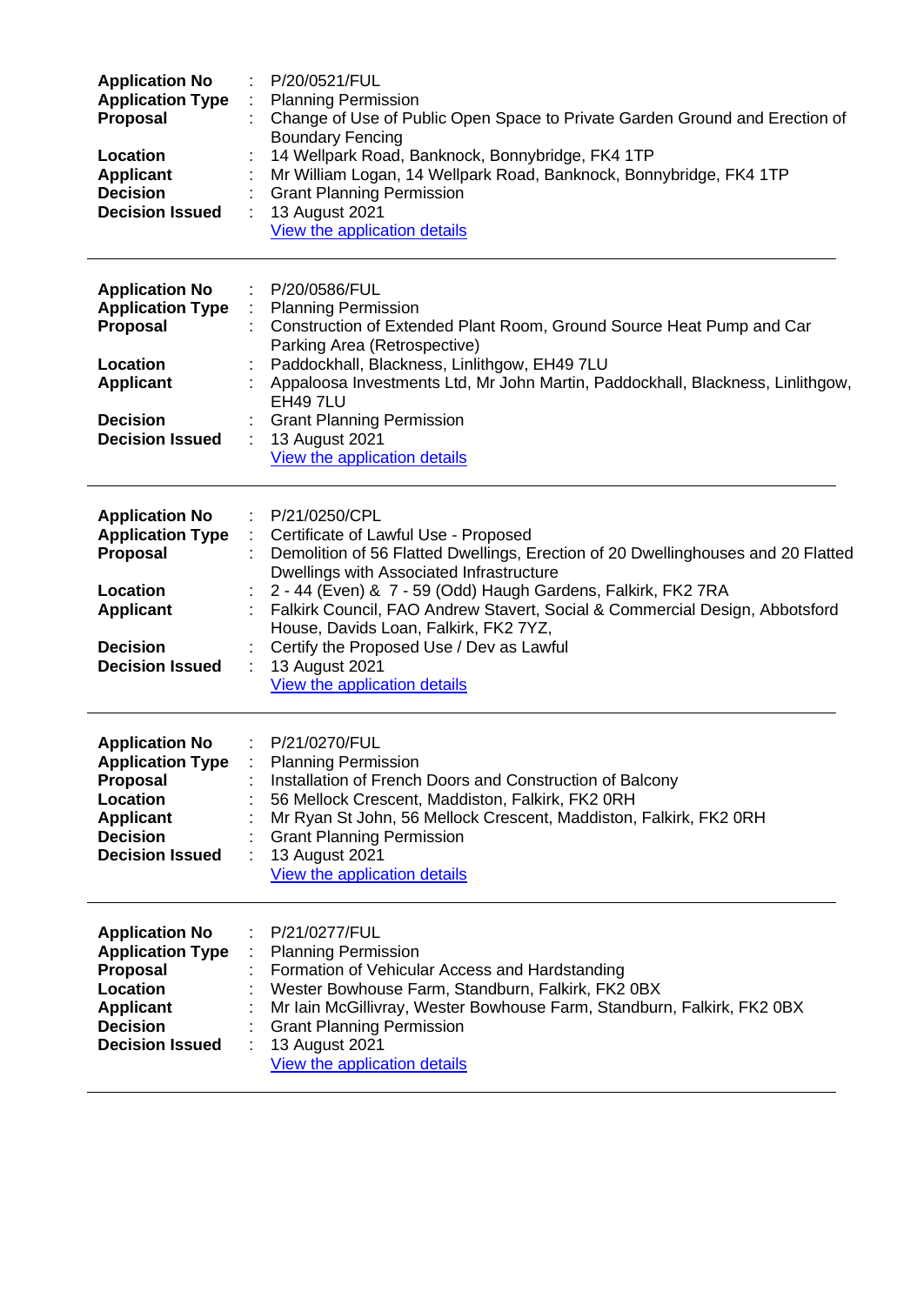| | | |
|---|---|---|
| **Application No** | : | P/20/0521/FUL |
| **Application Type** | : | Planning Permission |
| **Proposal** | : | Change of Use of Public Open Space to Private Garden Ground and Erection of Boundary Fencing |
| **Location** | : | 14 Wellpark Road, Banknock, Bonnybridge, FK4 1TP |
| **Applicant** | : | Mr William Logan, 14 Wellpark Road, Banknock, Bonnybridge, FK4 1TP |
| **Decision** | : | Grant Planning Permission |
| **Decision Issued** | : | 13 August 2021 |
| | | View the application details |

---

| | | |
|---|---|---|
| **Application No** | : | P/20/0586/FUL |
| **Application Type** | : | Planning Permission |
| **Proposal** | : | Construction of Extended Plant Room, Ground Source Heat Pump and Car Parking Area (Retrospective) |
| **Location** | : | Paddockhall, Blackness, Linlithgow, EH49 7LU |
| **Applicant** | : | Appaloosa Investments Ltd, Mr John Martin, Paddockhall, Blackness, Linlithgow, EH49 7LU |
| **Decision** | : | Grant Planning Permission |
| **Decision Issued** | : | 13 August 2021 |
| | | View the application details |

---

| | | |
|---|---|---|
| **Application No** | : | P/21/0250/CPL |
| **Application Type** | : | Certificate of Lawful Use - Proposed |
| **Proposal** | : | Demolition of 56 Flatted Dwellings, Erection of 20 Dwellinghouses and 20 Flatted Dwellings with Associated Infrastructure |
| **Location** | : | 2 - 44 (Even) & 7 - 59 (Odd) Haugh Gardens, Falkirk, FK2 7RA |
| **Applicant** | : | Falkirk Council, FAO Andrew Stavert, Social & Commercial Design, Abbotsford House, Davids Loan, Falkirk, FK2 7YZ, |
| **Decision** | : | Certify the Proposed Use / Dev as Lawful |
| **Decision Issued** | : | 13 August 2021 |
| | | View the application details |

---

| | | |
|---|---|---|
| **Application No** | : | P/21/0270/FUL |
| **Application Type** | : | Planning Permission |
| **Proposal** | : | Installation of French Doors and Construction of Balcony |
| **Location** | : | 56 Mellock Crescent, Maddiston, Falkirk, FK2 0RH |
| **Applicant** | : | Mr Ryan St John, 56 Mellock Crescent, Maddiston, Falkirk, FK2 0RH |
| **Decision** | : | Grant Planning Permission |
| **Decision Issued** | : | 13 August 2021 |
| | | View the application details |

---

| | | |
|---|---|---|
| **Application No** | : | P/21/0277/FUL |
| **Application Type** | : | Planning Permission |
| **Proposal** | : | Formation of Vehicular Access and Hardstanding |
| **Location** | : | Wester Bowhouse Farm, Standburn, Falkirk, FK2 0BX |
| **Applicant** | : | Mr Iain McGillivray, Wester Bowhouse Farm, Standburn, Falkirk, FK2 0BX |
| **Decision** | : | Grant Planning Permission |
| **Decision Issued** | : | 13 August 2021 |
| | | View the application details |

---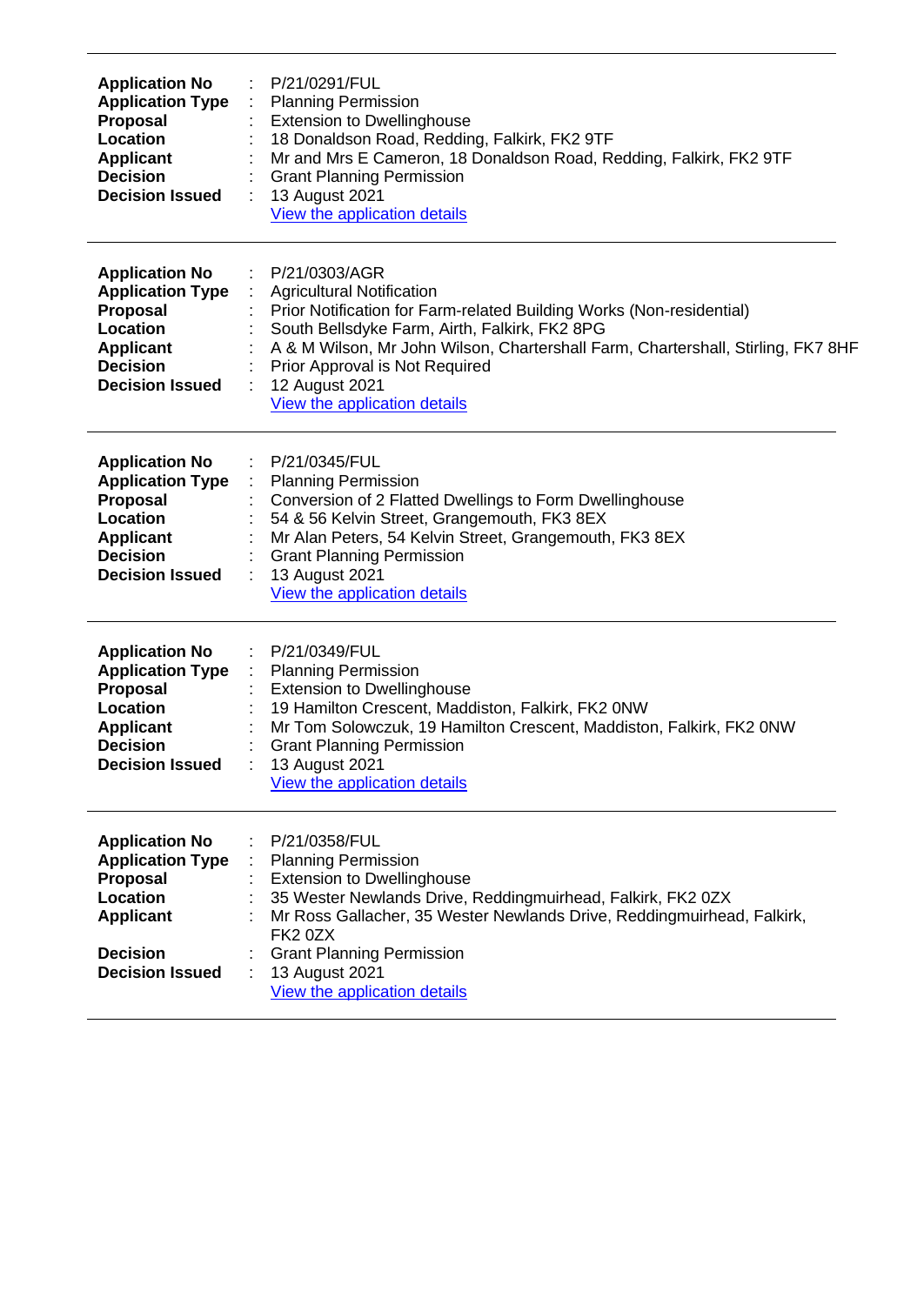---

| | | |
|---|---|---|
| **Application No** | : | P/21/0291/FUL |
| **Application Type** | : | Planning Permission |
| **Proposal** | : | Extension to Dwellinghouse |
| **Location** | : | 18 Donaldson Road, Redding, Falkirk, FK2 9TF |
| **Applicant** | : | Mr and Mrs E Cameron, 18 Donaldson Road, Redding, Falkirk, FK2 9TF |
| **Decision** | : | Grant Planning Permission |
| **Decision Issued** | : | 13 August 2021 |
| | | View the application details |

---

| | | |
|---|---|---|
| **Application No** | : | P/21/0303/AGR |
| **Application Type** | : | Agricultural Notification |
| **Proposal** | : | Prior Notification for Farm-related Building Works (Non-residential) |
| **Location** | : | South Bellsdyke Farm, Airth, Falkirk, FK2 8PG |
| **Applicant** | : | A & M Wilson, Mr John Wilson, Chartershall Farm, Chartershall, Stirling, FK7 8HF |
| **Decision** | : | Prior Approval is Not Required |
| **Decision Issued** | : | 12 August 2021 |
| | | View the application details |

---

| | | |
|---|---|---|
| **Application No** | : | P/21/0345/FUL |
| **Application Type** | : | Planning Permission |
| **Proposal** | : | Conversion of 2 Flatted Dwellings to Form Dwellinghouse |
| **Location** | : | 54 & 56 Kelvin Street, Grangemouth, FK3 8EX |
| **Applicant** | : | Mr Alan Peters, 54 Kelvin Street, Grangemouth, FK3 8EX |
| **Decision** | : | Grant Planning Permission |
| **Decision Issued** | : | 13 August 2021 |
| | | View the application details |

---

| | | |
|---|---|---|
| **Application No** | : | P/21/0349/FUL |
| **Application Type** | : | Planning Permission |
| **Proposal** | : | Extension to Dwellinghouse |
| **Location** | : | 19 Hamilton Crescent, Maddiston, Falkirk, FK2 0NW |
| **Applicant** | : | Mr Tom Solowczuk, 19 Hamilton Crescent, Maddiston, Falkirk, FK2 0NW |
| **Decision** | : | Grant Planning Permission |
| **Decision Issued** | : | 13 August 2021 |
| | | View the application details |

---

| | | |
|---|---|---|
| **Application No** | : | P/21/0358/FUL |
| **Application Type** | : | Planning Permission |
| **Proposal** | : | Extension to Dwellinghouse |
| **Location** | : | 35 Wester Newlands Drive, Reddingmuirhead, Falkirk, FK2 0ZX |
| **Applicant** | : | Mr Ross Gallacher, 35 Wester Newlands Drive, Reddingmuirhead, Falkirk, FK2 0ZX |
| **Decision** | : | Grant Planning Permission |
| **Decision Issued** | : | 13 August 2021 |
| | | View the application details |

---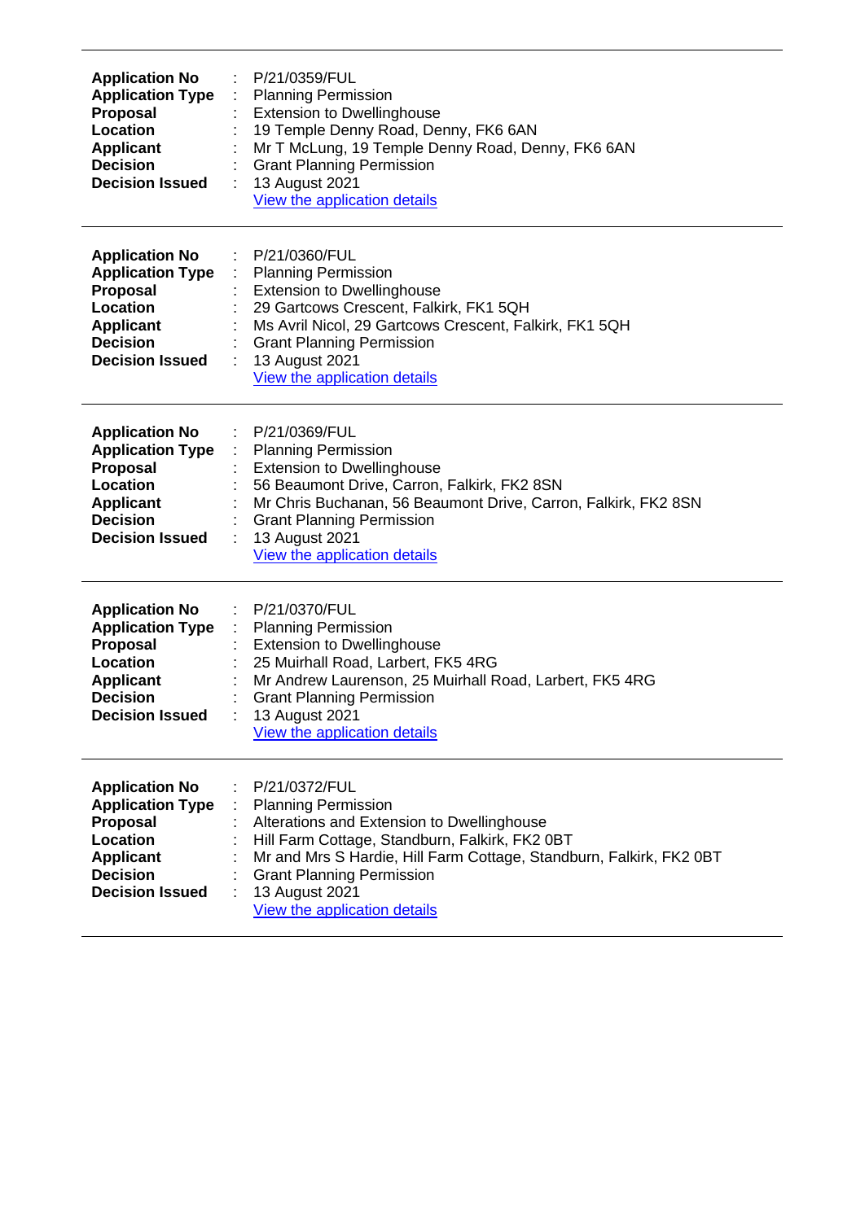---

**Application No** : P/21/0359/FUL
**Application Type** : Planning Permission
**Proposal** : Extension to Dwellinghouse
**Location** : 19 Temple Denny Road, Denny, FK6 6AN
**Applicant** : Mr T McLung, 19 Temple Denny Road, Denny, FK6 6AN
**Decision** : Grant Planning Permission
**Decision Issued** : 13 August 2021
View the application details

---

**Application No** : P/21/0360/FUL
**Application Type** : Planning Permission
**Proposal** : Extension to Dwellinghouse
**Location** : 29 Gartcows Crescent, Falkirk, FK1 5QH
**Applicant** : Ms Avril Nicol, 29 Gartcows Crescent, Falkirk, FK1 5QH
**Decision** : Grant Planning Permission
**Decision Issued** : 13 August 2021
View the application details

---

**Application No** : P/21/0369/FUL
**Application Type** : Planning Permission
**Proposal** : Extension to Dwellinghouse
**Location** : 56 Beaumont Drive, Carron, Falkirk, FK2 8SN
**Applicant** : Mr Chris Buchanan, 56 Beaumont Drive, Carron, Falkirk, FK2 8SN
**Decision** : Grant Planning Permission
**Decision Issued** : 13 August 2021
View the application details

---

**Application No** : P/21/0370/FUL
**Application Type** : Planning Permission
**Proposal** : Extension to Dwellinghouse
**Location** : 25 Muirhall Road, Larbert, FK5 4RG
**Applicant** : Mr Andrew Laurenson, 25 Muirhall Road, Larbert, FK5 4RG
**Decision** : Grant Planning Permission
**Decision Issued** : 13 August 2021
View the application details

---

**Application No** : P/21/0372/FUL
**Application Type** : Planning Permission
**Proposal** : Alterations and Extension to Dwellinghouse
**Location** : Hill Farm Cottage, Standburn, Falkirk, FK2 0BT
**Applicant** : Mr and Mrs S Hardie, Hill Farm Cottage, Standburn, Falkirk, FK2 0BT
**Decision** : Grant Planning Permission
**Decision Issued** : 13 August 2021
View the application details

---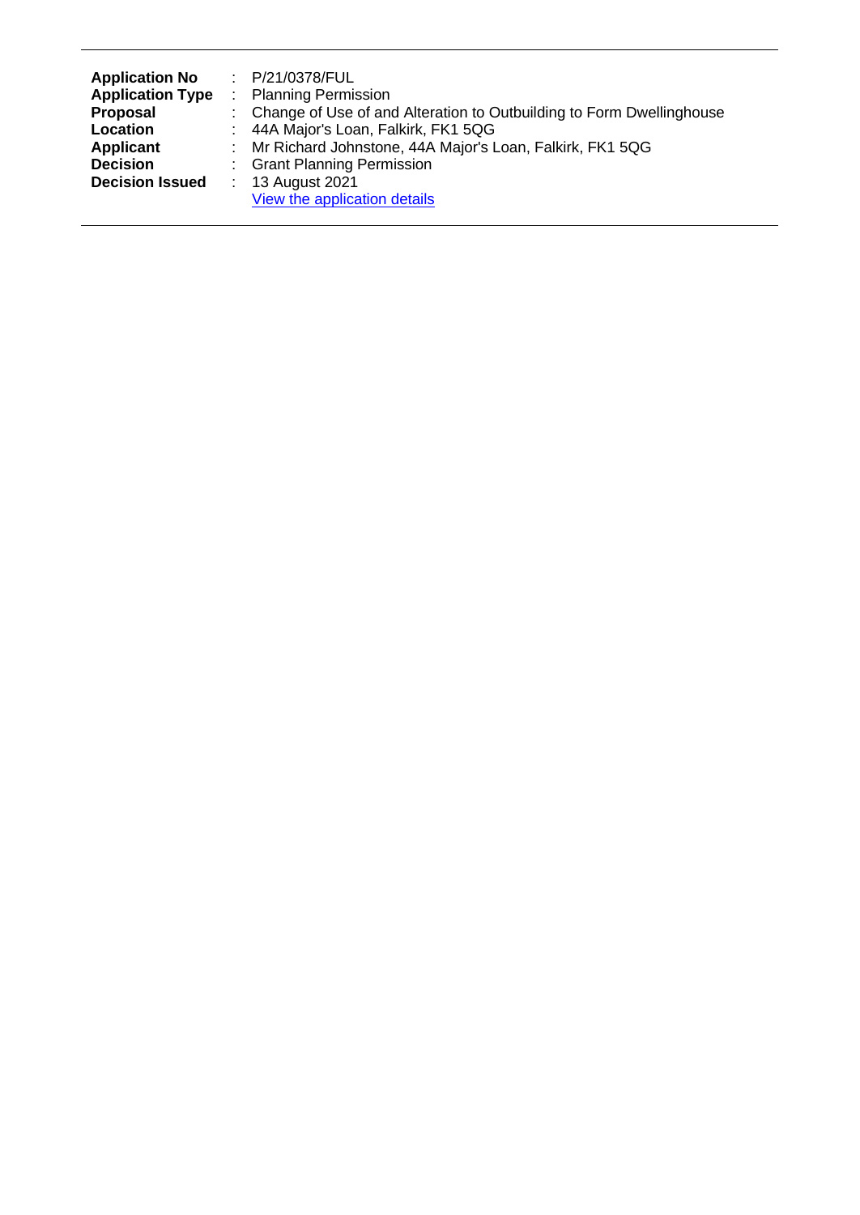| | | |
|---|---|---|
| **Application No** | : | P/21/0378/FUL |
| **Application Type** | : | Planning Permission |
| **Proposal** | : | Change of Use of and Alteration to Outbuilding to Form Dwellinghouse |
| **Location** | : | 44A Major's Loan, Falkirk, FK1 5QG |
| **Applicant** | : | Mr Richard Johnstone, 44A Major's Loan, Falkirk, FK1 5QG |
| **Decision** | : | Grant Planning Permission |
| **Decision Issued** | : | 13 August 2021 |
| | | View the application details |